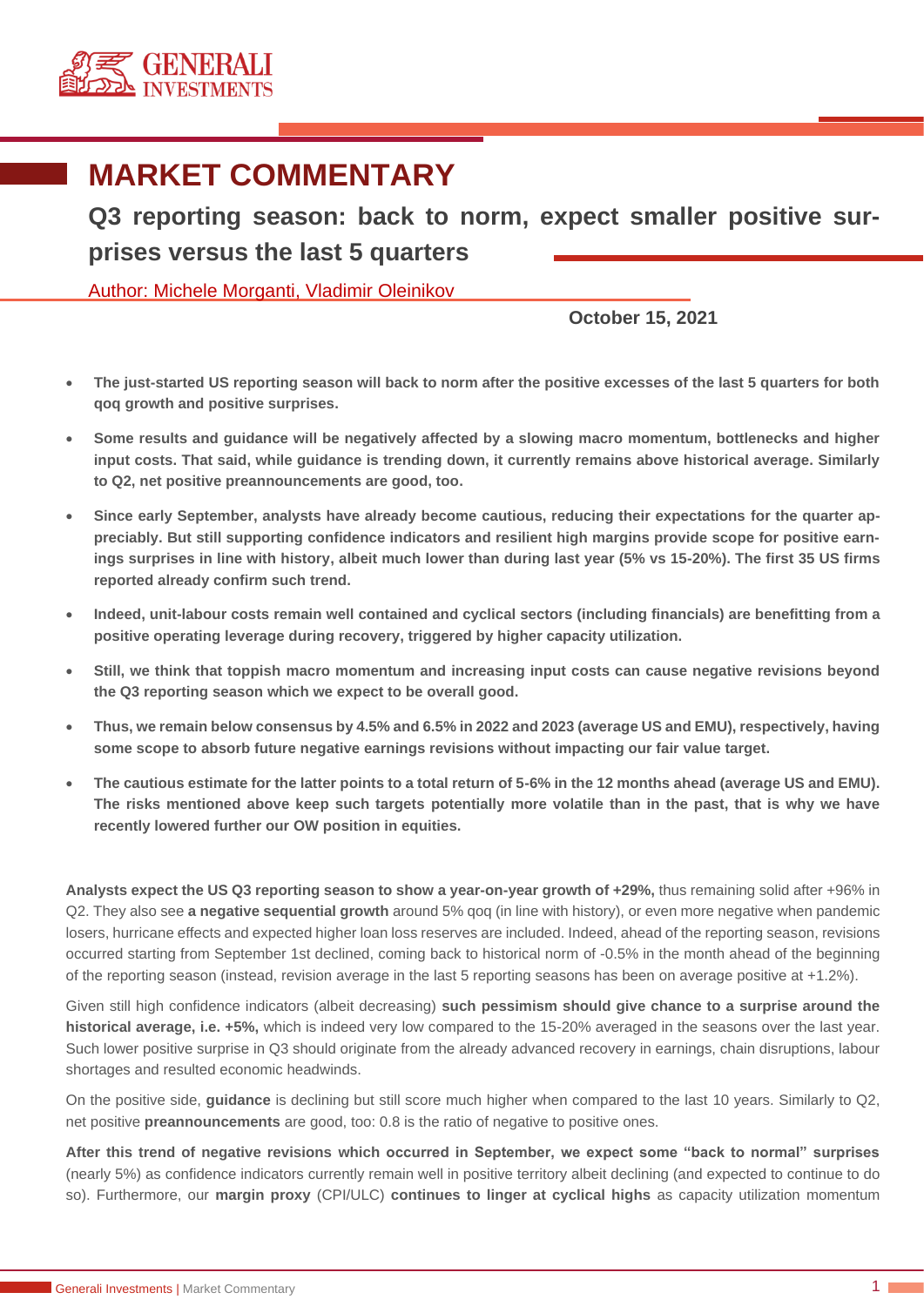# MARKET COMMENTARY

## Q3 reporting season: back to norm, expect smaller positive surprises versus the last 5 quarters

Author: Michele Morganti, Vladimir Oleinikov

October 15, 2021

- **The just-started US reporting season will back to norm after the positive excesses of the last 5 quarters for both qoq growth and positive surprises.**
- **Some results and guidance will be negatively affected by a slowing macro momentum, bottlenecks and higher input costs. That said, while guidance is trending down, it currently remains above historical average. Similarly to Q2, net positive preannouncements are good, too.**
- **Since early September, analysts have already become cautious, reducing their expectations for the quarter appreciably. But still supporting confidence indicators and resilient high margins provide scope for positive earnings surprises in line with history, albeit much lower than during last year (5% vs 15-20%). The first 35 US firms reported already confirm such trend.**
- **Indeed, unit-labour costs remain well contained and cyclical sectors (including financials) are benefitting from a positive operating leverage during recovery, triggered by higher capacity utilization.**
- **Still, we think that toppish macro momentum and increasing input costs can cause negative revisions beyond the Q3 reporting season which we expect to be overall good.**
- **Thus, we remain below consensus by 4.5% and 6.5% in 2022 and 2023 (average US and EMU), respectively, having some scope to absorb future negative earnings revisions without impacting our fair value target.**
- **The cautious estimate for the latter points to a total return of 5-6% in the 12 months ahead (average US and EMU). The risks mentioned above keep such targets potentially more volatile than in the past, that is why we have recently lowered further our OW position in equities.**

**Analysts expect the US Q3 reporting season to show a year-on-year growth of +29%,** thus remaining solid after +96% in Q2. They also see **a negative sequential growth** around 5% qoq (in line with history), or even more negative when pandemic losers, hurricane effects and expected higher loan loss reserves are included. Indeed, ahead of the reporting season, revisions occurred starting from September 1st declined, coming back to historical norm of -0.5% in the month ahead of the beginning of the reporting season (instead, revision average in the last 5 reporting seasons has been on average positive at +1.2%).

Given still high confidence indicators (albeit decreasing) **such pessimism should give chance to a surprise around the historical average, i.e. +5%,** which is indeed very low compared to the 15-20% averaged in the seasons over the last year. Such lower positive surprise in Q3 should originate from the already advanced recovery in earnings, chain disruptions, labour shortages and resulted economic headwinds.

On the positive side, **guidance** is declining but still score much higher when compared to the last 10 years. Similarly to Q2, net positive **preannouncements** are good, too: 0.8 is the ratio of negative to positive ones.

**After this trend of negative revisions which occurred in September, we expect some "back to normal" surprises** (nearly 5%) as confidence indicators currently remain well in positive territory albeit declining (and expected to continue to do so). Furthermore, our **margin proxy** (CPI/ULC) **continues to linger at cyclical highs** as capacity utilization momentum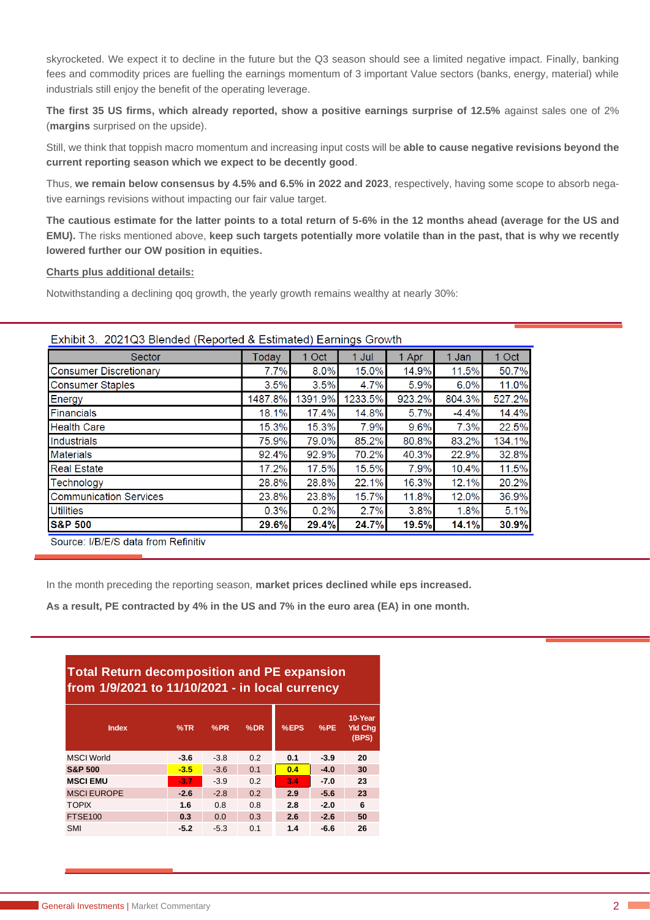skyrocketed. We expect it to decline in the future but the Q3 season should see a limited negative impact. Finally, banking fees and commodity prices are fuelling the earnings momentum of 3 important Value sectors (banks, energy, material) while industrials still enjoy the benefit of the operating leverage.

**The first 35 US firms, which already reported, show a positive earnings surprise of 12.5%** against sales one of 2% (**margins** surprised on the upside).

Still, we think that toppish macro momentum and increasing input costs will be **able to cause negative revisions beyond the current reporting season which we expect to be decently good**.

Thus, **we remain below consensus by 4.5% and 6.5% in 2022 and 2023**, respectively, having some scope to absorb negative earnings revisions without impacting our fair value target.

**The cautious estimate for the latter points to a total return of 5-6% in the 12 months ahead (average for the US and EMU).** The risks mentioned above, **keep such targets potentially more volatile than in the past, that is why we recently lowered further our OW position in equities.**

<u>**Charts plus additional details:**</u>

Notwithstanding a declining qoq growth, the yearly growth remains wealthy at nearly 30%:

Exhibit 3. 2021Q3 Blended (Reported & Estimated) Earnings Growth

| Sector | Today | 1 Oct | 1 Jul | 1 Apr | 1 Jan | 1 Oct |
|---|---|---|---|---|---|---|
| Consumer Discretionary | 7.7% | 8.0% | 15.0% | 14.9% | 11.5% | 50.7% |
| Consumer Staples | 3.5% | 3.5% | 4.7% | 5.9% | 6.0% | 11.0% |
| Energy | 1487.8% | 1391.9% | 1233.5% | 923.2% | 804.3% | 527.2% |
| Financials | 18.1% | 17.4% | 14.8% | 5.7% | -4.4% | 14.4% |
| Health Care | 15.3% | 15.3% | 7.9% | 9.6% | 7.3% | 22.5% |
| Industrials | 75.9% | 79.0% | 85.2% | 80.8% | 83.2% | 134.1% |
| Materials | 92.4% | 92.9% | 70.2% | 40.3% | 22.9% | 32.8% |
| Real Estate | 17.2% | 17.5% | 15.5% | 7.9% | 10.4% | 11.5% |
| Technology | 28.8% | 28.8% | 22.1% | 16.3% | 12.1% | 20.2% |
| Communication Services | 23.8% | 23.8% | 15.7% | 11.8% | 12.0% | 36.9% |
| Utilities | 0.3% | 0.2% | 2.7% | 3.8% | 1.8% | 5.1% |
| **S&P 500** | **29.6%** | **29.4%** | **24.7%** | **19.5%** | **14.1%** | **30.9%** |

Source: I/B/E/S data from Refinitiv

In the month preceding the reporting season, **market prices declined while eps increased.**

**As a result, PE contracted by 4% in the US and 7% in the euro area (EA) in one month.**

**Total Return decomposition and PE expansion from 1/9/2021 to 11/10/2021 - in local currency**

| Index | %TR | %PR | %DR | %EPS | %PE | 10-Year Yld Chg (BPS) |
|---|---|---|---|---|---|---|
| MSCI World | -3.6 | -3.8 | 0.2 | 0.1 | -3.9 | 20 |
| **S&P 500** | -3.5 | -3.6 | 0.1 | 0.4 | -4.0 | 30 |
| **MSCI EMU** | -3.7 | -3.9 | 0.2 | 3.4 | -7.0 | 23 |
| MSCI EUROPE | -2.6 | -2.8 | 0.2 | 2.9 | -5.6 | 23 |
| TOPIX | 1.6 | 0.8 | 0.8 | 2.8 | -2.0 | 6 |
| FTSE100 | 0.3 | 0.0 | 0.3 | 2.6 | -2.6 | 50 |
| SMI | -5.2 | -5.3 | 0.1 | 1.4 | -6.6 | 26 |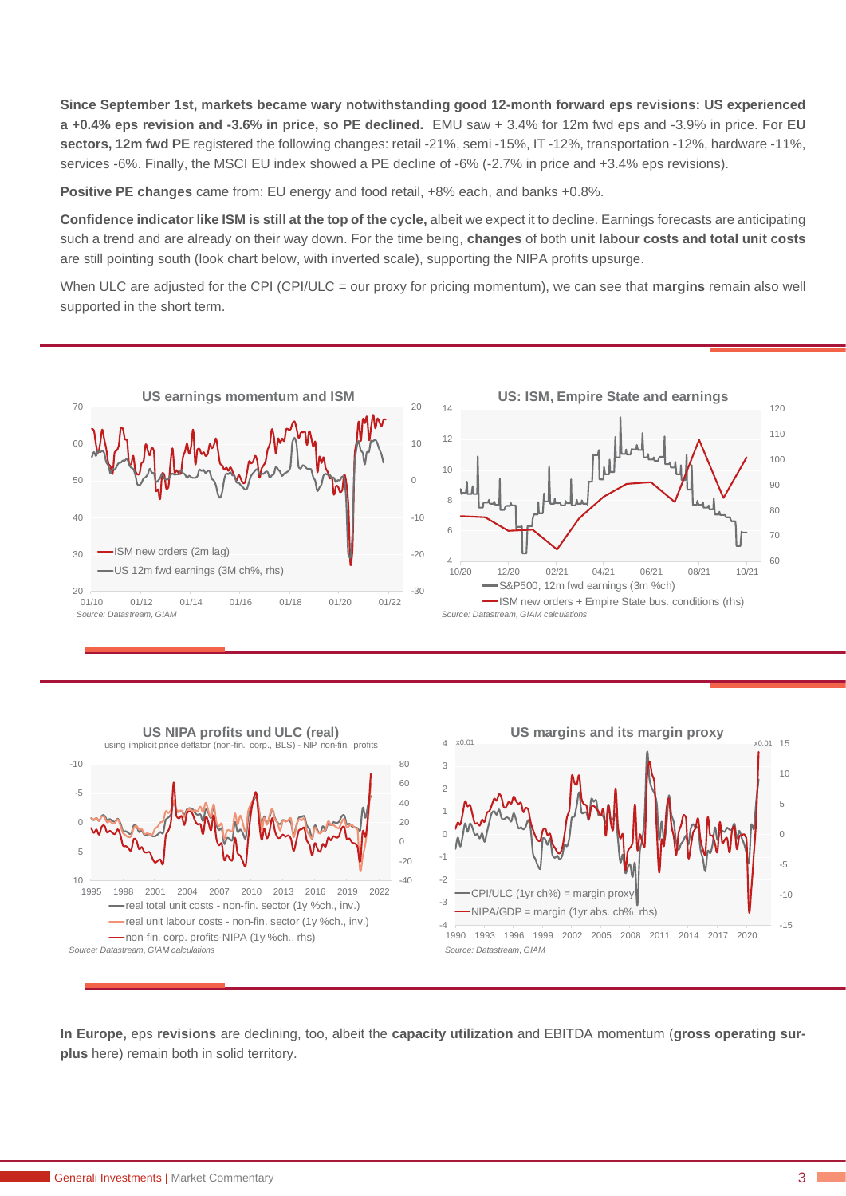**Since September 1st, markets became wary notwithstanding good 12-month forward eps revisions: US experienced a +0.4% eps revision and -3.6% in price, so PE declined.** EMU saw + 3.4% for 12m fwd eps and -3.9% in price. For **EU sectors, 12m fwd PE** registered the following changes: retail -21%, semi -15%, IT -12%, transportation -12%, hardware -11%, services -6%. Finally, the MSCI EU index showed a PE decline of -6% (-2.7% in price and +3.4% eps revisions).

**Positive PE changes** came from: EU energy and food retail, +8% each, and banks +0.8%.

**Confidence indicator like ISM is still at the top of the cycle,** albeit we expect it to decline. Earnings forecasts are anticipating such a trend and are already on their way down. For the time being, **changes** of both **unit labour costs and total unit costs** are still pointing south (look chart below, with inverted scale), supporting the NIPA profits upsurge.

When ULC are adjusted for the CPI (CPI/ULC = our proxy for pricing momentum), we can see that **margins** remain also well supported in the short term.

**US earnings momentum and ISM**

—ISM new orders (2m lag)
—US 12m fwd earnings (3M ch%, rhs)

*Source: Datastream, GIAM*

**US: ISM, Empire State and earnings**

—S&P500, 12m fwd earnings (3m %ch)
—ISM new orders + Empire State bus. conditions (rhs)

*Source: Datastream, GIAM calculations*

**US NIPA profits und ULC (real)**
using implicit price deflator (non-fin. corp., BLS) - NIP non-fin. profits

—real total unit costs - non-fin. sector (1y %ch., inv.)
—real unit labour costs - non-fin. sector (1y %ch., inv.)
—non-fin. corp. profits-NIPA (1y %ch., rhs)

*Source: Datastream, GIAM calculations*

**US margins and its margin proxy**

—CPI/ULC (1yr ch%) = margin proxy
—NIPA/GDP = margin (1yr abs. ch%, rhs)

*Source: Datastream, GIAM*

**In Europe,** eps **revisions** are declining, too, albeit the **capacity utilization** and EBITDA momentum (**gross operating surplus** here) remain both in solid territory.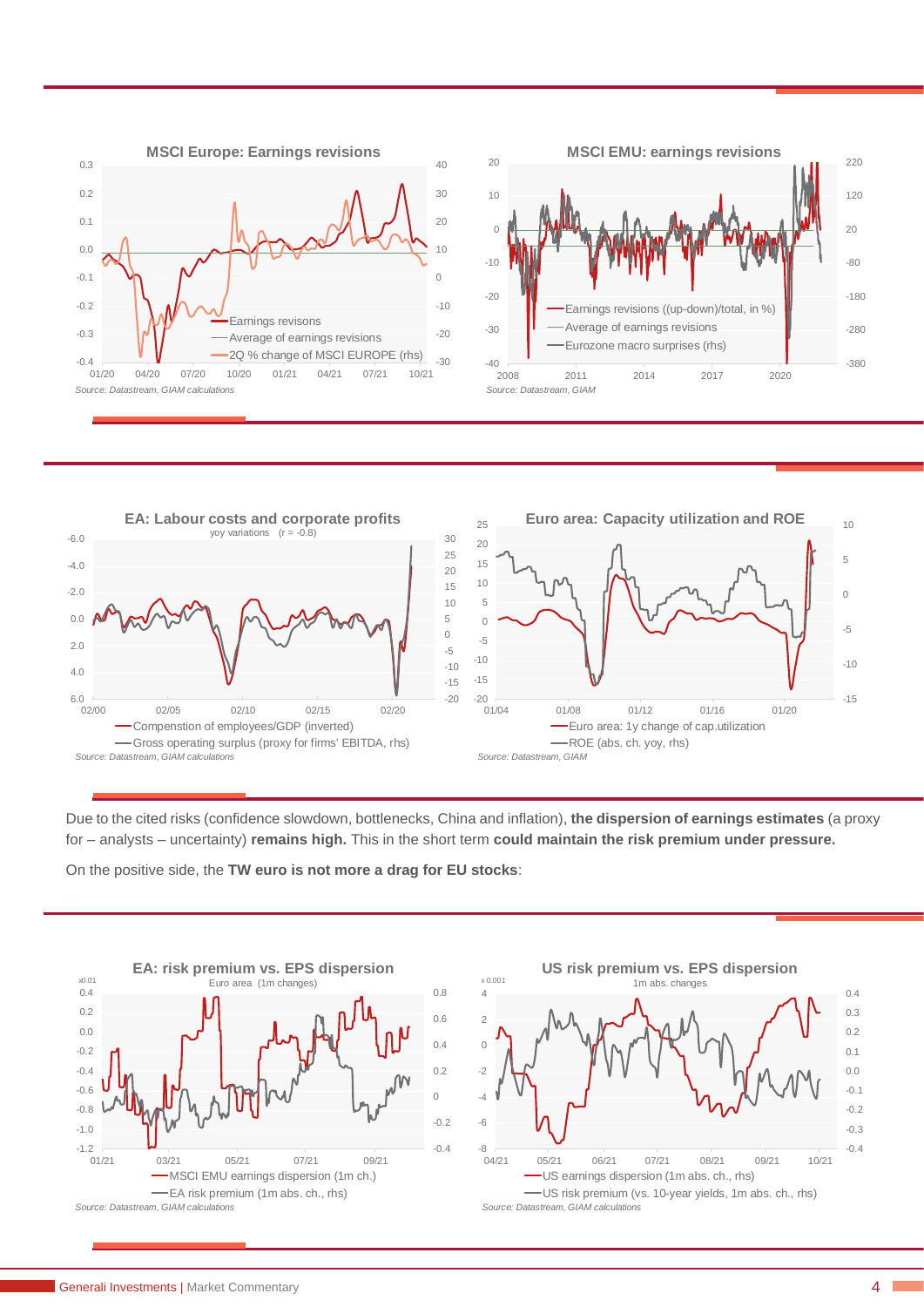**MSCI Europe: Earnings revisions**

Earnings revisons
Average of earnings revisions
2Q % change of MSCI EUROPE (rhs)

*Source: Datastream, GIAM calculations*

**MSCI EMU: earnings revisions**

Earnings revisions ((up-down)/total, in %)
Average of earnings revisions
Eurozone macro surprises (rhs)

*Source: Datastream, GIAM*

**EA: Labour costs and corporate profits**

yoy variations (r = -0.8)

Compension of employees/GDP (inverted)
Gross operating surplus (proxy for firms' EBITDA, rhs)

*Source: Datastream, GIAM calculations*

**Euro area: Capacity utilization and ROE**

Euro area: 1y change of cap.utilization
ROE (abs. ch. yoy, rhs)

*Source: Datastream, GIAM*

Due to the cited risks (confidence slowdown, bottlenecks, China and inflation), **the dispersion of earnings estimates** (a proxy for – analysts – uncertainty) **remains high.** This in the short term **could maintain the risk premium under pressure.**

On the positive side, the **TW euro is not more a drag for EU stocks**:

**EA: risk premium vs. EPS dispersion**

Euro area (1m changes)

MSCI EMU earnings dispersion (1m ch.)
EA risk premium (1m abs. ch., rhs)

*Source: Datastream, GIAM calculations*

**US risk premium vs. EPS dispersion**

1m abs. changes

US earnings dispersion (1m abs. ch., rhs)
US risk premium (vs. 10-year yields, 1m abs. ch., rhs)

*Source: Datastream, GIAM calculations*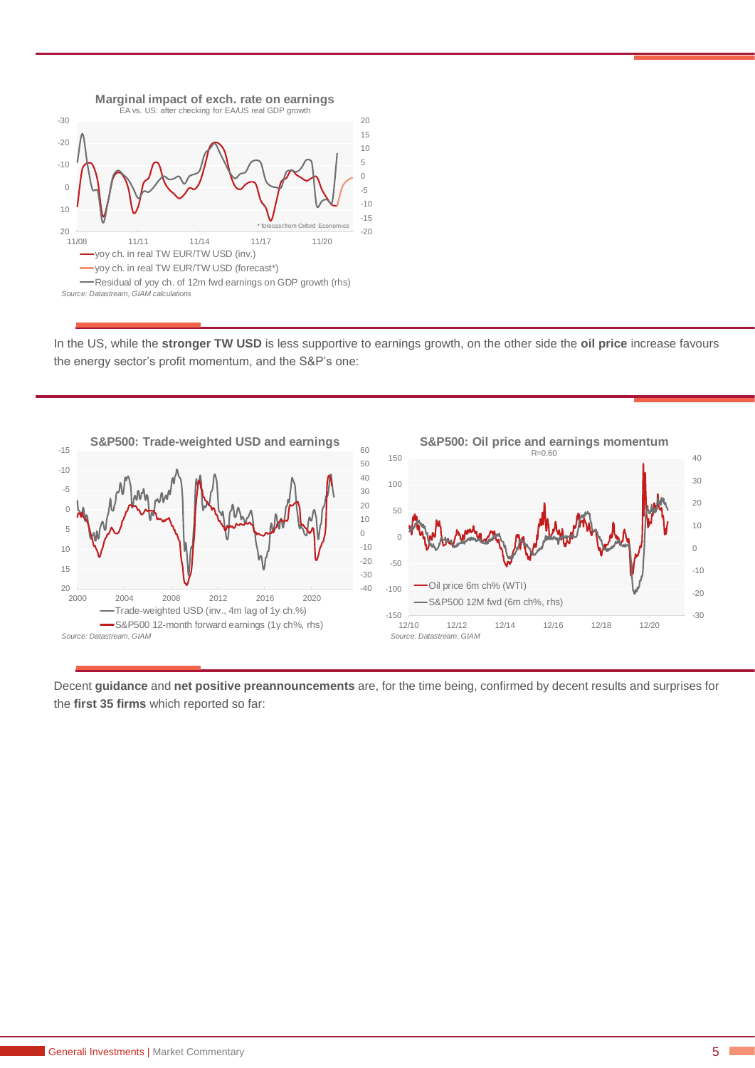**Marginal impact of exch. rate on earnings**

EA vs. US: after checking for EA/US real GDP growth

* forecast from Oxford Economics

- yoy ch. in real TW EUR/TW USD (inv.)
- yoy ch. in real TW EUR/TW USD (forecast*)
- Residual of yoy ch. of 12m fwd earnings on GDP growth (rhs)

*Source: Datastream, GIAM calculations*

In the US, while the **stronger TW USD** is less supportive to earnings growth, on the other side the **oil price** increase favours the energy sector's profit momentum, and the S&P's one:

**S&P500: Trade-weighted USD and earnings**

- Trade-weighted USD (inv., 4m lag of 1y ch.%)
- S&P500 12-month forward earnings (1y ch%, rhs)

*Source: Datastream, GIAM*

**S&P500: Oil price and earnings momentum**

R=0.60

- Oil price 6m ch% (WTI)
- S&P500 12M fwd (6m ch%, rhs)

*Source: Datastream, GIAM*

Decent **guidance** and **net positive preannouncements** are, for the time being, confirmed by decent results and surprises for the **first 35 firms** which reported so far: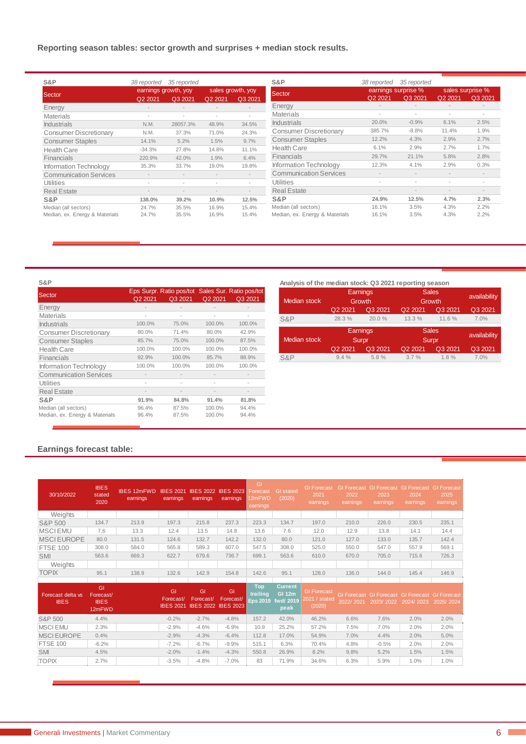### Reporting season tables: sector growth and surprises + median stock results.

**S&P** — 38 reported (Q2 2021), 35 reported (Q3 2021)

| Sector | earnings growth, yoy | | sales growth, yoy | |
|---|---|---|---|---|
| | Q2 2021 | Q3 2021 | Q2 2021 | Q3 2021 |
| Energy | - | - | - | - |
| Materials | - | - | - | - |
| Industrials | N.M. | 28057.3% | 48.9% | 34.5% |
| Consumer Discretionary | N.M. | 37.3% | 71.0% | 24.3% |
| Consumer Staples | 14.1% | 5.2% | 1.5% | 9.7% |
| Health Care | -34.3% | 27.8% | 14.8% | 11.1% |
| Financials | 220.9% | 42.0% | 1.9% | 6.4% |
| Information Technology | 35.3% | 33.7% | 19.0% | 19.8% |
| Communication Services | - | - | - | - |
| Utilities | - | - | - | - |
| Real Estate | - | - | - | - |
| **S&P** | **138.0%** | **39.2%** | **10.9%** | **12.5%** |
| Median (all sectors) | 24.7% | 35.5% | 16.9% | 15.4% |
| Median, ex. Energy & Materials | 24.7% | 35.5% | 16.9% | 15.4% |

**S&P** — 38 reported (Q2 2021), 35 reported (Q3 2021)

| Sector | earnings surprise % | | sales surprise % | |
|---|---|---|---|---|
| | Q2 2021 | Q3 2021 | Q2 2021 | Q3 2021 |
| Energy | - | - | - | - |
| Materials | - | - | - | - |
| Industrials | 20.0% | -0.9% | 6.1% | 2.5% |
| Consumer Discretionary | 385.7% | -8.8% | 11.4% | 1.9% |
| Consumer Staples | 12.2% | 4.3% | 2.9% | 2.7% |
| Health Care | 6.1% | 2.9% | 2.7% | 1.7% |
| Financials | 29.7% | 21.1% | 5.8% | 2.8% |
| Information Technology | 12.3% | 4.1% | 2.9% | 0.3% |
| Communication Services | - | - | - | - |
| Utilities | - | - | - | - |
| Real Estate | - | - | - | - |
| **S&P** | **24.9%** | **12.5%** | **4.7%** | **2.3%** |
| Median (all sectors) | 16.1% | 3.5% | 4.3% | 2.2% |
| Median, ex. Energy & Materials | 16.1% | 3.5% | 4.3% | 2.2% |

**S&P**

| Sector | Eps Surpr. Ratio pos/tot | | Sales Sur. Ratio pos/tot | |
|---|---|---|---|---|
| | Q2 2021 | Q3 2021 | Q2 2021 | Q3 2021 |
| Energy | - | - | - | - |
| Materials | - | - | - | - |
| Industrials | 100.0% | 75.0% | 100.0% | 100.0% |
| Consumer Discretionary | 80.0% | 71.4% | 80.0% | 42.9% |
| Consumer Staples | 85.7% | 75.0% | 100.0% | 87.5% |
| Health Care | 100.0% | 100.0% | 100.0% | 100.0% |
| Financials | 92.9% | 100.0% | 85.7% | 88.9% |
| Information Technology | 100.0% | 100.0% | 100.0% | 100.0% |
| Communication Services | - | - | - | - |
| Utilities | - | - | - | - |
| Real Estate | - | - | - | - |
| **S&P** | **91.9%** | **84.8%** | **91.4%** | **81.8%** |
| Median (all sectors) | 96.4% | 87.5% | 100.0% | 94.4% |
| Median, ex. Energy & Materials | 96.4% | 87.5% | 100.0% | 94.4% |

**Analysis of the median stock: Q3 2021 reporting season**

| Median stock | Earnings Growth | | Sales Growth | | availability |
|---|---|---|---|---|---|
| | Q2 2021 | Q3 2021 | Q2 2021 | Q3 2021 | Q3 2021 |
| S&P | 28.3 % | 20.0 % | 13.3 % | 11.6 % | 7.0% |

| Median stock | Earnings Surpr | | Sales Surpr | | availability |
|---|---|---|---|---|---|
| | Q2 2021 | Q3 2021 | Q2 2021 | Q3 2021 | Q3 2021 |
| S&P | 9.4 % | 5.8 % | 3.7 % | 1.8 % | 7.0% |

### Earnings forecast table:

| 30/10/2022 | IBES stated 2020 | IBES 12mFWD earnings | IBES 2021 earnings | IBES 2022 earnings | IBES 2023 earnings | GI Forecast 12mFWD earnings | GI stated (2020) | GI Forecast 2021 earnings | GI Forecast 2022 earnings | GI Forecast 2023 earnings | GI Forecast 2024 earnings | GI Forecast 2025 earnings |
|---|---|---|---|---|---|---|---|---|---|---|---|---|
| Weights | | | | | | | | | | | | |
| S&P 500 | 134.7 | 213.9 | 197.3 | 215.8 | 237.3 | 223.3 | 134.7 | 197.0 | 210.0 | 226.0 | 230.5 | 235.1 |
| MSCI EMU | 7.6 | 13.3 | 12.4 | 13.5 | 14.8 | 13.6 | 7.6 | 12.0 | 12.9 | 13.8 | 14.1 | 14.4 |
| MSCI EUROPE | 80.0 | 131.5 | 124.6 | 132.7 | 142.2 | 132.0 | 80.0 | 121.0 | 127.0 | 133.0 | 135.7 | 142.4 |
| FTSE 100 | 308.0 | 584.0 | 565.8 | 589.3 | 607.0 | 547.5 | 308.0 | 525.0 | 550.0 | 547.0 | 557.9 | 569.1 |
| SMI | 563.6 | 669.3 | 622.7 | 679.6 | 736.7 | 699.1 | 563.6 | 610.0 | 670.0 | 705.0 | 715.6 | 726.3 |
| Weights | | | | | | | | | | | | |
| TOPIX | 95.1 | 138.9 | 132.6 | 142.9 | 154.8 | 142.6 | 95.1 | 128.0 | 136.0 | 144.0 | 145.4 | 146.9 |

| Forecast delta vs IBES | GI Forecast/ IBES 12mFWD | | GI Forecast/ IBES 2021 | GI Forecast/ IBES 2022 | GI Forecast/ IBES 2023 | Top trailing Eps 2019 | Current GI 12m fwd/ 2019 peak | GI Forecast 2021 / stated (2020) | GI Forecast 2022/ 2021 | GI Forecast 2023/ 2022 | GI Forecast 2024/ 2023 | GI Forecast 2025/ 2024 |
|---|---|---|---|---|---|---|---|---|---|---|---|---|
| S&P 500 | 4.4% | | -0.2% | -2.7% | -4.8% | 157.2 | 42.0% | 46.2% | 6.6% | 7.6% | 2.0% | 2.0% |
| MSCI EMU | 2.3% | | -2.9% | -4.6% | -6.9% | 10.9 | 25.2% | 57.2% | 7.5% | 7.0% | 2.0% | 2.0% |
| MSCI EUROPE | 0.4% | | -2.9% | -4.3% | -6.4% | 112.8 | 17.0% | 54.9% | 7.0% | 4.4% | 2.0% | 5.0% |
| FTSE 100 | -6.2% | | -7.2% | -6.7% | -9.9% | 515.1 | 6.3% | 70.4% | 4.8% | -0.5% | 2.0% | 2.0% |
| SMI | 4.5% | | -2.0% | -1.4% | -4.3% | 550.8 | 26.9% | 8.2% | 9.8% | 5.2% | 1.5% | 1.5% |
| TOPIX | 2.7% | | -3.5% | -4.8% | -7.0% | 83 | 71.9% | 34.6% | 6.3% | 5.9% | 1.0% | 1.0% |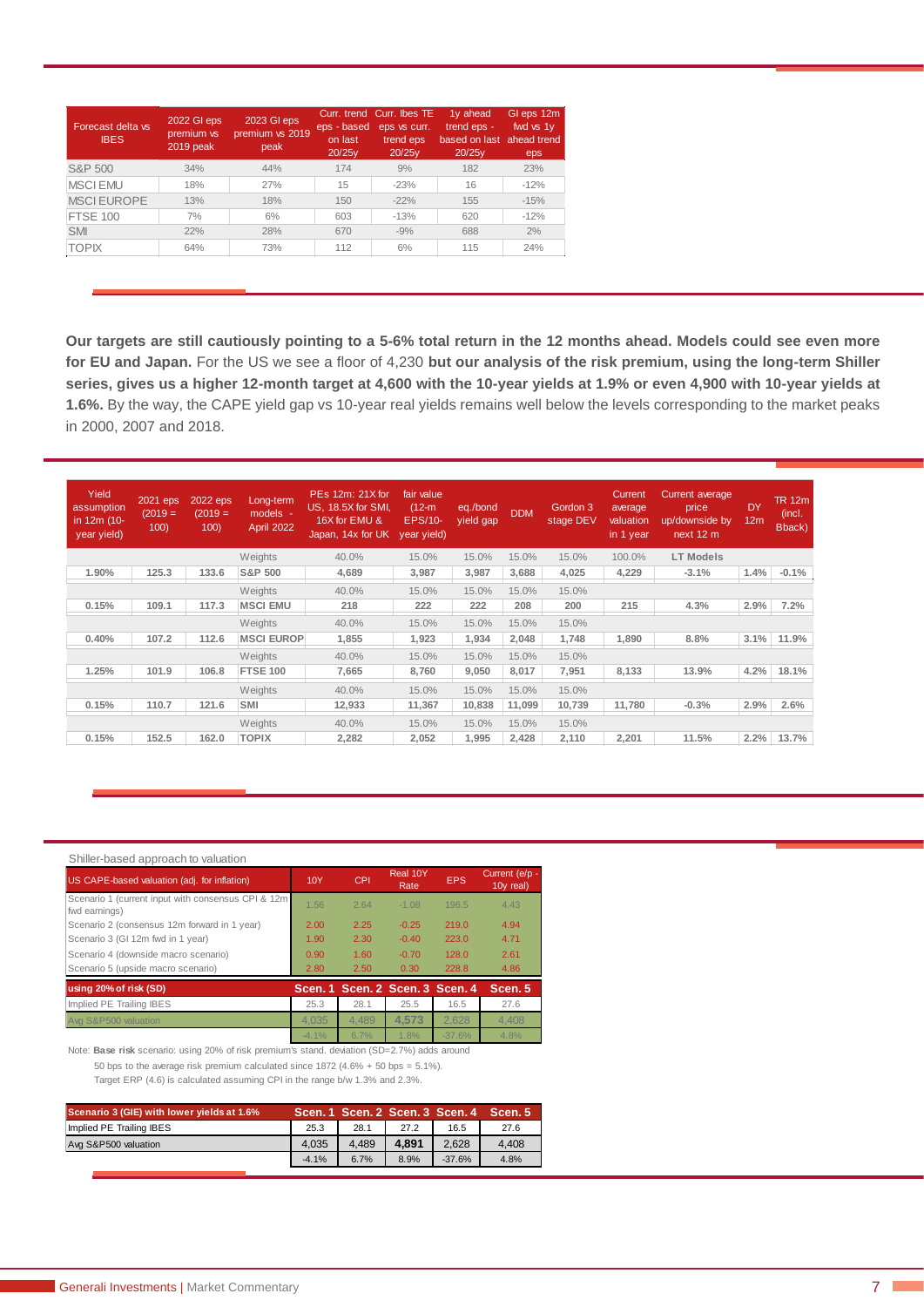| Forecast delta vs IBES | 2022 GI eps premium vs 2019 peak | 2023 GI eps premium vs 2019 peak | Curr. trend eps - based on last 20/25y | Curr. Ibes TE eps vs curr. trend eps 20/25y | 1y ahead trend eps - based on last 20/25y | GI eps 12m fwd vs 1y ahead trend eps |
|---|---|---|---|---|---|---|
| S&P 500 | 34% | 44% | 174 | 9% | 182 | 23% |
| MSCI EMU | 18% | 27% | 15 | -23% | 16 | -12% |
| MSCI EUROPE | 13% | 18% | 150 | -22% | 155 | -15% |
| FTSE 100 | 7% | 6% | 603 | -13% | 620 | -12% |
| SMI | 22% | 28% | 670 | -9% | 688 | 2% |
| TOPIX | 64% | 73% | 112 | 6% | 115 | 24% |

**Our targets are still cautiously pointing to a 5-6% total return in the 12 months ahead. Models could see even more for EU and Japan.** For the US we see a floor of 4,230 **but our analysis of the risk premium, using the long-term Shiller series, gives us a higher 12-month target at 4,600 with the 10-year yields at 1.9% or even 4,900 with 10-year yields at 1.6%.** By the way, the CAPE yield gap vs 10-year real yields remains well below the levels corresponding to the market peaks in 2000, 2007 and 2018.

| Yield assumption in 12m (10-year yield) | 2021 eps (2019 = 100) | 2022 eps (2019 = 100) | Long-term models - April 2022 | PEs 12m: 21X for US, 18.5X for SMI, 16X for EMU & Japan, 14x for UK | fair value (12-m EPS/10-year yield) | eq./bond yield gap | DDM | Gordon 3 stage DEV | Current average valuation in 1 year | Current average price up/downside by next 12 m | DY 12m | TR 12m (incl. Bback) |
|---|---|---|---|---|---|---|---|---|---|---|---|---|
| | | | Weights | 40.0% | 15.0% | 15.0% | 15.0% | 15.0% | 100.0% | **LT Models** | | |
| **1.90%** | **125.3** | **133.6** | **S&P 500** | **4,689** | **3,987** | **3,987** | **3,688** | **4,025** | **4,229** | **-3.1%** | **1.4%** | **-0.1%** |
| | | | Weights | 40.0% | 15.0% | 15.0% | 15.0% | 15.0% | | | | |
| **0.15%** | **109.1** | **117.3** | **MSCI EMU** | **218** | **222** | **222** | **208** | **200** | **215** | **4.3%** | **2.9%** | **7.2%** |
| | | | Weights | 40.0% | 15.0% | 15.0% | 15.0% | 15.0% | | | | |
| **0.40%** | **107.2** | **112.6** | **MSCI EUROP** | **1,855** | **1,923** | **1,934** | **2,048** | **1,748** | **1,890** | **8.8%** | **3.1%** | **11.9%** |
| | | | Weights | 40.0% | 15.0% | 15.0% | 15.0% | 15.0% | | | | |
| **1.25%** | **101.9** | **106.8** | **FTSE 100** | **7,665** | **8,760** | **9,050** | **8,017** | **7,951** | **8,133** | **13.9%** | **4.2%** | **18.1%** |
| | | | Weights | 40.0% | 15.0% | 15.0% | 15.0% | 15.0% | | | | |
| **0.15%** | **110.7** | **121.6** | **SMI** | **12,933** | **11,367** | **10,838** | **11,099** | **10,739** | **11,780** | **-0.3%** | **2.9%** | **2.6%** |
| | | | Weights | 40.0% | 15.0% | 15.0% | 15.0% | 15.0% | | | | |
| **0.15%** | **152.5** | **162.0** | **TOPIX** | **2,282** | **2,052** | **1,995** | **2,428** | **2,110** | **2,201** | **11.5%** | **2.2%** | **13.7%** |

Shiller-based approach to valuation

| US CAPE-based valuation (adj. for inflation) | 10Y | CPI | Real 10Y Rate | EPS | Current (e/p - 10y real) |
|---|---|---|---|---|---|
| Scenario 1 (current input with consensus CPI & 12m fwd earnings) | 1.56 | 2.64 | -1.08 | 196.5 | 4.43 |
| Scenario 2 (consensus 12m forward in 1 year) | 2.00 | 2.25 | -0.25 | 219.0 | 4.94 |
| Scenario 3 (GI 12m fwd in 1 year) | 1.90 | 2.30 | -0.40 | 223.0 | 4.71 |
| Scenario 4 (downside macro scenario) | 0.90 | 1.60 | -0.70 | 128.0 | 2.61 |
| Scenario 5 (upside macro scenario) | 2.80 | 2.50 | 0.30 | 228.8 | 4.86 |

| using 20% of risk (SD) | Scen. 1 | Scen. 2 | Scen. 3 | Scen. 4 | Scen. 5 |
|---|---|---|---|---|---|
| Implied PE Trailing IBES | 25.3 | 28.1 | 25.5 | 16.5 | 27.6 |
| Avg S&P500 valuation | 4,035 | 4,489 | **4,573** | 2,628 | 4,408 |
| | -4.1% | 6.7% | 1.8% | -37.6% | 4.8% |

Note: **Base risk** scenario: using 20% of risk premium's stand. deviation (SD=2.7%) adds around 50 bps to the average risk premium calculated since 1872 (4.6% + 50 bps = 5.1%). Target ERP (4.6) is calculated assuming CPI in the range b/w 1.3% and 2.3%.

| Scenario 3 (GIE) with lower yields at 1.6% | Scen. 1 | Scen. 2 | Scen. 3 | Scen. 4 | Scen. 5 |
|---|---|---|---|---|---|
| Implied PE Trailing IBES | 25.3 | 28.1 | 27.2 | 16.5 | 27.6 |
| Avg S&P500 valuation | 4,035 | 4,489 | **4,891** | 2,628 | 4,408 |
| | -4.1% | 6.7% | 8.9% | -37.6% | 4.8% |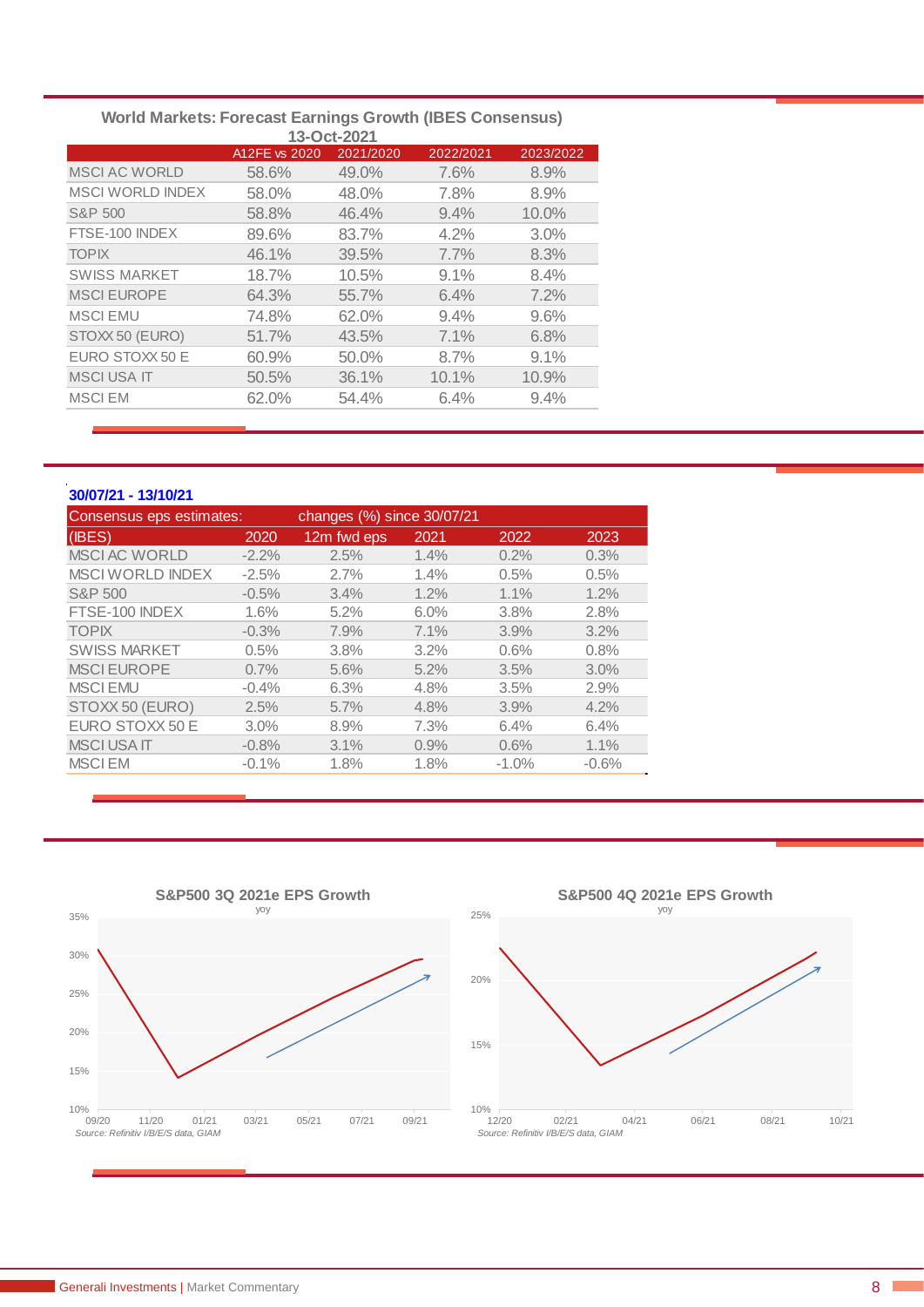### World Markets: Forecast Earnings Growth (IBES Consensus)

13-Oct-2021

| | A12FE vs 2020 | 2021/2020 | 2022/2021 | 2023/2022 |
|---|---|---|---|---|
| MSCI AC WORLD | 58.6% | 49.0% | 7.6% | 8.9% |
| MSCI WORLD INDEX | 58.0% | 48.0% | 7.8% | 8.9% |
| S&P 500 | 58.8% | 46.4% | 9.4% | 10.0% |
| FTSE-100 INDEX | 89.6% | 83.7% | 4.2% | 3.0% |
| TOPIX | 46.1% | 39.5% | 7.7% | 8.3% |
| SWISS MARKET | 18.7% | 10.5% | 9.1% | 8.4% |
| MSCI EUROPE | 64.3% | 55.7% | 6.4% | 7.2% |
| MSCI EMU | 74.8% | 62.0% | 9.4% | 9.6% |
| STOXX 50 (EURO) | 51.7% | 43.5% | 7.1% | 6.8% |
| EURO STOXX 50 E | 60.9% | 50.0% | 8.7% | 9.1% |
| MSCI USA IT | 50.5% | 36.1% | 10.1% | 10.9% |
| MSCI EM | 62.0% | 54.4% | 6.4% | 9.4% |

**30/07/21 - 13/10/21**

| Consensus eps estimates: | changes (%) since 30/07/21 | | | | |
|---|---|---|---|---|---|
| (IBES) | 2020 | 12m fwd eps | 2021 | 2022 | 2023 |
| MSCI AC WORLD | -2.2% | 2.5% | 1.4% | 0.2% | 0.3% |
| MSCI WORLD INDEX | -2.5% | 2.7% | 1.4% | 0.5% | 0.5% |
| S&P 500 | -0.5% | 3.4% | 1.2% | 1.1% | 1.2% |
| FTSE-100 INDEX | 1.6% | 5.2% | 6.0% | 3.8% | 2.8% |
| TOPIX | -0.3% | 7.9% | 7.1% | 3.9% | 3.2% |
| SWISS MARKET | 0.5% | 3.8% | 3.2% | 0.6% | 0.8% |
| MSCI EUROPE | 0.7% | 5.6% | 5.2% | 3.5% | 3.0% |
| MSCI EMU | -0.4% | 6.3% | 4.8% | 3.5% | 2.9% |
| STOXX 50 (EURO) | 2.5% | 5.7% | 4.8% | 3.9% | 4.2% |
| EURO STOXX 50 E | 3.0% | 8.9% | 7.3% | 6.4% | 6.4% |
| MSCI USA IT | -0.8% | 3.1% | 0.9% | 0.6% | 1.1% |
| MSCI EM | -0.1% | 1.8% | 1.8% | -1.0% | -0.6% |

**S&P500 3Q 2021e EPS Growth**

yoy

*Source: Refinitiv I/B/E/S data, GIAM*

**S&P500 4Q 2021e EPS Growth**

yoy

*Source: Refinitiv I/B/E/S data, GIAM*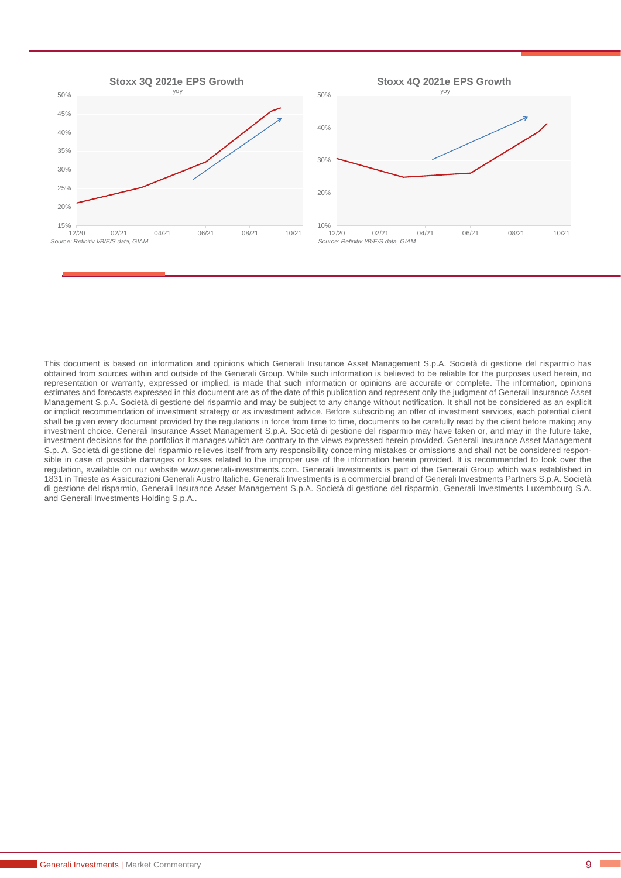**Stoxx 3Q 2021e EPS Growth**

yoy

50%
45%
40%
35%
30%
25%
20%
15%

12/20 02/21 04/21 06/21 08/21 10/21

*Source: Refinitiv I/B/E/S data, GIAM*

**Stoxx 4Q 2021e EPS Growth**

yoy

50%
40%
30%
20%
10%

12/20 02/21 04/21 06/21 08/21 10/21

*Source: Refinitiv I/B/E/S data, GIAM*

This document is based on information and opinions which Generali Insurance Asset Management S.p.A. Società di gestione del risparmio has obtained from sources within and outside of the Generali Group. While such information is believed to be reliable for the purposes used herein, no representation or warranty, expressed or implied, is made that such information or opinions are accurate or complete. The information, opinions estimates and forecasts expressed in this document are as of the date of this publication and represent only the judgment of Generali Insurance Asset Management S.p.A. Società di gestione del risparmio and may be subject to any change without notification. It shall not be considered as an explicit or implicit recommendation of investment strategy or as investment advice. Before subscribing an offer of investment services, each potential client shall be given every document provided by the regulations in force from time to time, documents to be carefully read by the client before making any investment choice. Generali Insurance Asset Management S.p.A. Società di gestione del risparmio may have taken or, and may in the future take, investment decisions for the portfolios it manages which are contrary to the views expressed herein provided. Generali Insurance Asset Management S.p. A. Società di gestione del risparmio relieves itself from any responsibility concerning mistakes or omissions and shall not be considered responsible in case of possible damages or losses related to the improper use of the information herein provided. It is recommended to look over the regulation, available on our website www.generali-investments.com. Generali Investments is part of the Generali Group which was established in 1831 in Trieste as Assicurazioni Generali Austro Italiche. Generali Investments is a commercial brand of Generali Investments Partners S.p.A. Società di gestione del risparmio, Generali Insurance Asset Management S.p.A. Società di gestione del risparmio, Generali Investments Luxembourg S.A. and Generali Investments Holding S.p.A..